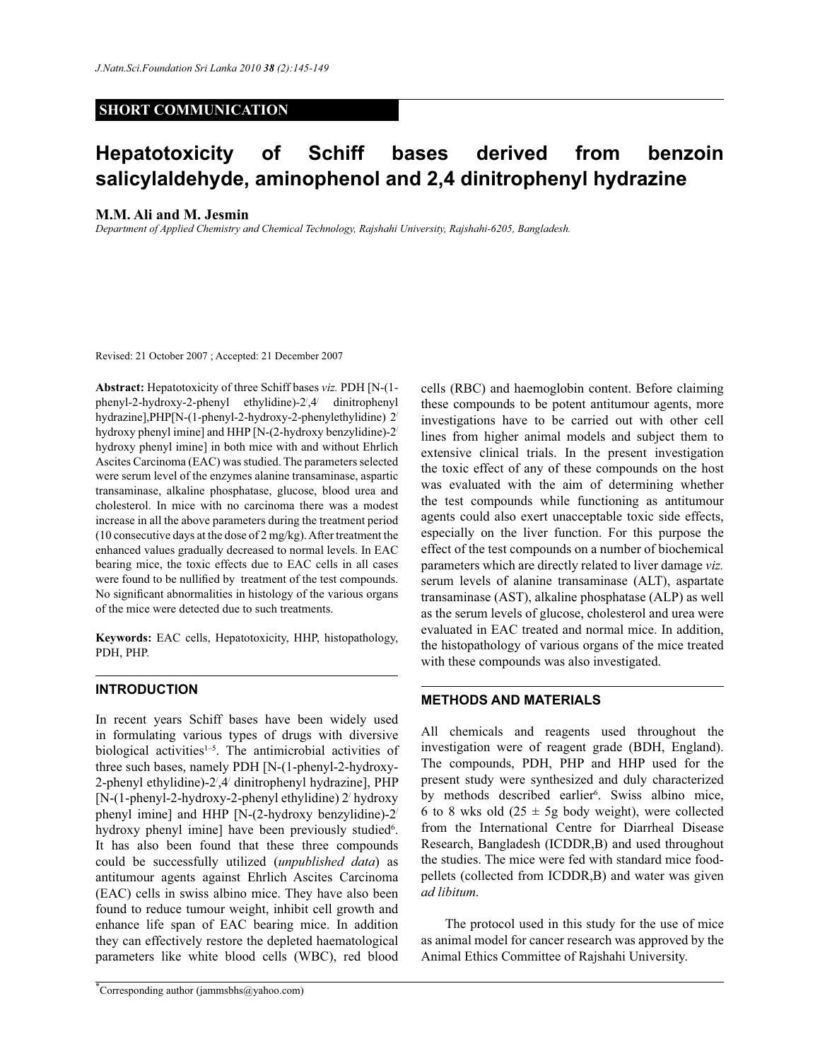## SHORT COMMUNICATION

# Hepatotoxicity of Schiff bases derived from benzoin salicylaldehyde, aminophenol and 2,4 dinitrophenyl hydrazine

**M.M. Ali and M. Jesmin**

*Department of Applied Chemistry and Chemical Technology, Rajshahi University, Rajshahi-6205, Bangladesh.*

Revised: 21 October 2007 ; Accepted: 21 December 2007

**Abstract:** Hepatotoxicity of three Schiff bases *viz.* PDH [N-(1-phenyl-2-hydroxy-2-phenyl ethylidine)-2′,4′ dinitrophenyl hydrazine],PHP[N-(1-phenyl-2-hydroxy-2-phenylethylidine) 2′ hydroxy phenyl imine] and HHP [N-(2-hydroxy benzylidine)-2′ hydroxy phenyl imine] in both mice with and without Ehrlich Ascites Carcinoma (EAC) was studied. The parameters selected were serum level of the enzymes alanine transaminase, aspartic transaminase, alkaline phosphatase, glucose, blood urea and cholesterol. In mice with no carcinoma there was a modest increase in all the above parameters during the treatment period (10 consecutive days at the dose of 2 mg/kg). After treatment the enhanced values gradually decreased to normal levels. In EAC bearing mice, the toxic effects due to EAC cells in all cases were found to be nullified by treatment of the test compounds. No significant abnormalities in histology of the various organs of the mice were detected due to such treatments.

**Keywords:** EAC cells, Hepatotoxicity, HHP, histopathology, PDH, PHP.

## INTRODUCTION

In recent years Schiff bases have been widely used in formulating various types of drugs with diversive biological activities[1–5]. The antimicrobial activities of three such bases, namely PDH [N-(1-phenyl-2-hydroxy-2-phenyl ethylidine)-2′,4′ dinitrophenyl hydrazine], PHP [N-(1-phenyl-2-hydroxy-2-phenyl ethylidine) 2′ hydroxy phenyl imine] and HHP [N-(2-hydroxy benzylidine)-2′ hydroxy phenyl imine] have been previously studied[6]. It has also been found that these three compounds could be successfully utilized (*unpublished data*) as antitumour agents against Ehrlich Ascites Carcinoma (EAC) cells in swiss albino mice. They have also been found to reduce tumour weight, inhibit cell growth and enhance life span of EAC bearing mice. In addition they can effectively restore the depleted haematological parameters like white blood cells (WBC), red blood cells (RBC) and haemoglobin content. Before claiming these compounds to be potent antitumour agents, more investigations have to be carried out with other cell lines from higher animal models and subject them to extensive clinical trials. In the present investigation the toxic effect of any of these compounds on the host was evaluated with the aim of determining whether the test compounds while functioning as antitumour agents could also exert unacceptable toxic side effects, especially on the liver function. For this purpose the effect of the test compounds on a number of biochemical parameters which are directly related to liver damage *viz.* serum levels of alanine transaminase (ALT), aspartate transaminase (AST), alkaline phosphatase (ALP) as well as the serum levels of glucose, cholesterol and urea were evaluated in EAC treated and normal mice. In addition, the histopathology of various organs of the mice treated with these compounds was also investigated.

## METHODS AND MATERIALS

All chemicals and reagents used throughout the investigation were of reagent grade (BDH, England). The compounds, PDH, PHP and HHP used for the present study were synthesized and duly characterized by methods described earlier[6]. Swiss albino mice, 6 to 8 wks old (25 ± 5g body weight), were collected from the International Centre for Diarrheal Disease Research, Bangladesh (ICDDR,B) and used throughout the studies. The mice were fed with standard mice food-pellets (collected from ICDDR,B) and water was given *ad libitum*.

The protocol used in this study for the use of mice as animal model for cancer research was approved by the Animal Ethics Committee of Rajshahi University.

*Corresponding author (jammsbhs@yahoo.com)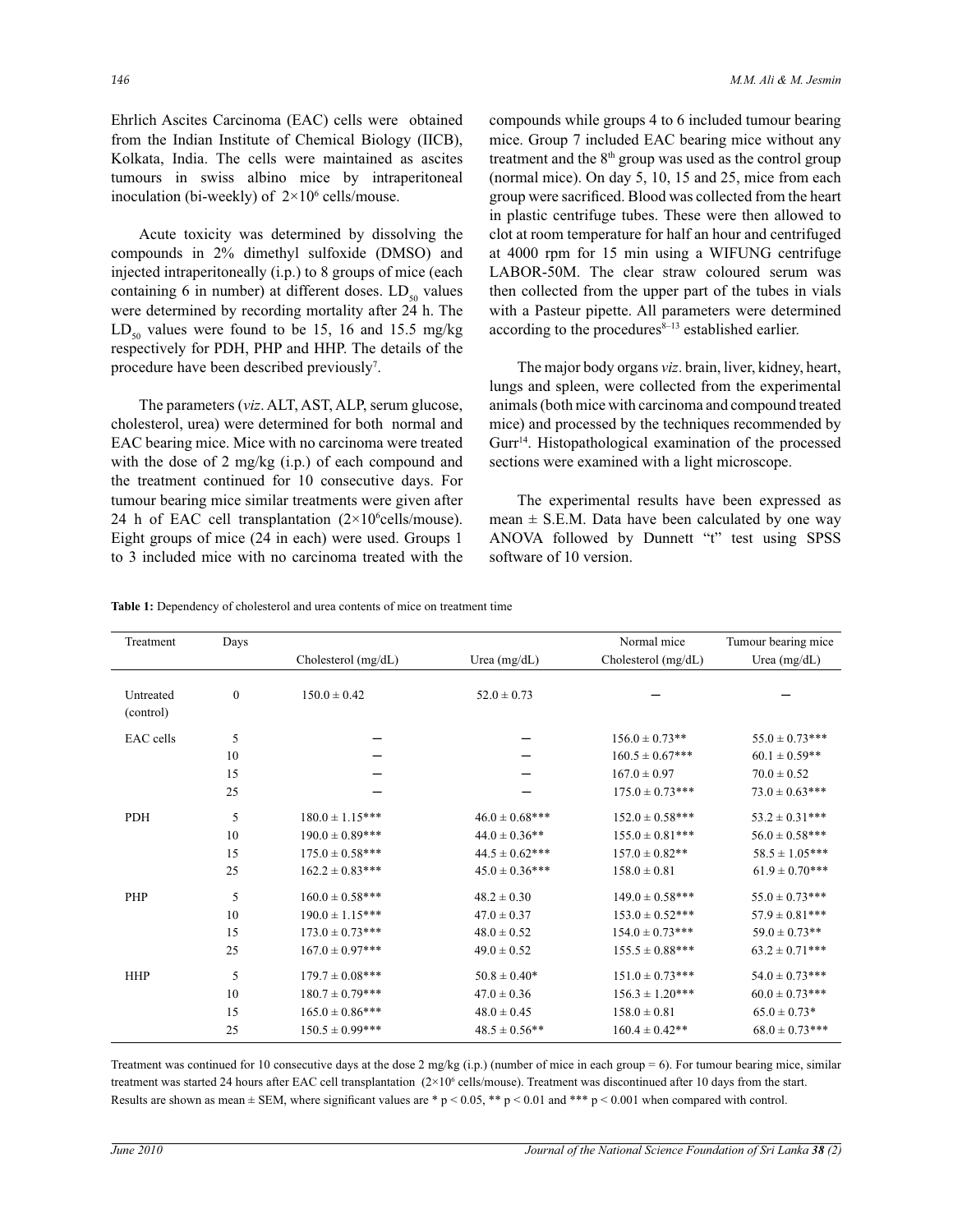Ehrlich Ascites Carcinoma (EAC) cells were obtained from the Indian Institute of Chemical Biology (IICB), Kolkata, India. The cells were maintained as ascites tumours in swiss albino mice by intraperitoneal inoculation (bi-weekly) of $2 \times 10^6$ cells/mouse.

Acute toxicity was determined by dissolving the compounds in 2% dimethyl sulfoxide (DMSO) and injected intraperitoneally (i.p.) to 8 groups of mice (each containing 6 in number) at different doses. $LD_{50}$ values were determined by recording mortality after 24 h. The $LD_{50}$ values were found to be 15, 16 and 15.5 mg/kg respectively for PDH, PHP and HHP. The details of the procedure have been described previously[7].

The parameters (*viz*. ALT, AST, ALP, serum glucose, cholesterol, urea) were determined for both normal and EAC bearing mice. Mice with no carcinoma were treated with the dose of 2 mg/kg (i.p.) of each compound and the treatment continued for 10 consecutive days. For tumour bearing mice similar treatments were given after 24 h of EAC cell transplantation ($2 \times 10^6$cells/mouse). Eight groups of mice (24 in each) were used. Groups 1 to 3 included mice with no carcinoma treated with the compounds while groups 4 to 6 included tumour bearing mice. Group 7 included EAC bearing mice without any treatment and the 8[th] group was used as the control group (normal mice). On day 5, 10, 15 and 25, mice from each group were sacrificed. Blood was collected from the heart in plastic centrifuge tubes. These were then allowed to clot at room temperature for half an hour and centrifuged at 4000 rpm for 15 min using a WIFUNG centrifuge LABOR-50M. The clear straw coloured serum was then collected from the upper part of the tubes in vials with a Pasteur pipette. All parameters were determined according to the procedures[8–13] established earlier.

The major body organs *viz*. brain, liver, kidney, heart, lungs and spleen, were collected from the experimental animals (both mice with carcinoma and compound treated mice) and processed by the techniques recommended by Gurr[14]. Histopathological examination of the processed sections were examined with a light microscope.

The experimental results have been expressed as mean ± S.E.M. Data have been calculated by one way ANOVA followed by Dunnett "t" test using SPSS software of 10 version.

**Table 1:** Dependency of cholesterol and urea contents of mice on treatment time

| Treatment | Days | | | Normal mice | Tumour bearing mice |
|---|---|---|---|---|---|
| | | Cholesterol (mg/dL) | Urea (mg/dL) | Cholesterol (mg/dL) | Urea (mg/dL) |
| Untreated (control) | 0 | 150.0 ± 0.42 | 52.0 ± 0.73 | – | – |
| EAC cells | 5 | – | – | 156.0 ± 0.73** | 55.0 ± 0.73*** |
| | 10 | – | – | 160.5 ± 0.67*** | 60.1 ± 0.59** |
| | 15 | – | – | 167.0 ± 0.97 | 70.0 ± 0.52 |
| | 25 | – | – | 175.0 ± 0.73*** | 73.0 ± 0.63*** |
| PDH | 5 | 180.0 ± 1.15*** | 46.0 ± 0.68*** | 152.0 ± 0.58*** | 53.2 ± 0.31*** |
| | 10 | 190.0 ± 0.89*** | 44.0 ± 0.36** | 155.0 ± 0.81*** | 56.0 ± 0.58*** |
| | 15 | 175.0 ± 0.58*** | 44.5 ± 0.62*** | 157.0 ± 0.82** | 58.5 ± 1.05*** |
| | 25 | 162.2 ± 0.83*** | 45.0 ± 0.36*** | 158.0 ± 0.81 | 61.9 ± 0.70*** |
| PHP | 5 | 160.0 ± 0.58*** | 48.2 ± 0.30 | 149.0 ± 0.58*** | 55.0 ± 0.73*** |
| | 10 | 190.0 ± 1.15*** | 47.0 ± 0.37 | 153.0 ± 0.52*** | 57.9 ± 0.81*** |
| | 15 | 173.0 ± 0.73*** | 48.0 ± 0.52 | 154.0 ± 0.73*** | 59.0 ± 0.73** |
| | 25 | 167.0 ± 0.97*** | 49.0 ± 0.52 | 155.5 ± 0.88*** | 63.2 ± 0.71*** |
| HHP | 5 | 179.7 ± 0.08*** | 50.8 ± 0.40* | 151.0 ± 0.73*** | 54.0 ± 0.73*** |
| | 10 | 180.7 ± 0.79*** | 47.0 ± 0.36 | 156.3 ± 1.20*** | 60.0 ± 0.73*** |
| | 15 | 165.0 ± 0.86*** | 48.0 ± 0.45 | 158.0 ± 0.81 | 65.0 ± 0.73* |
| | 25 | 150.5 ± 0.99*** | 48.5 ± 0.56** | 160.4 ± 0.42** | 68.0 ± 0.73*** |

Treatment was continued for 10 consecutive days at the dose 2 mg/kg (i.p.) (number of mice in each group = 6). For tumour bearing mice, similar treatment was started 24 hours after EAC cell transplantation ($2 \times 10^6$ cells/mouse). Treatment was discontinued after 10 days from the start. Results are shown as mean ± SEM, where significant values are * $p < 0.05$, ** $p < 0.01$ and *** $p < 0.001$ when compared with control.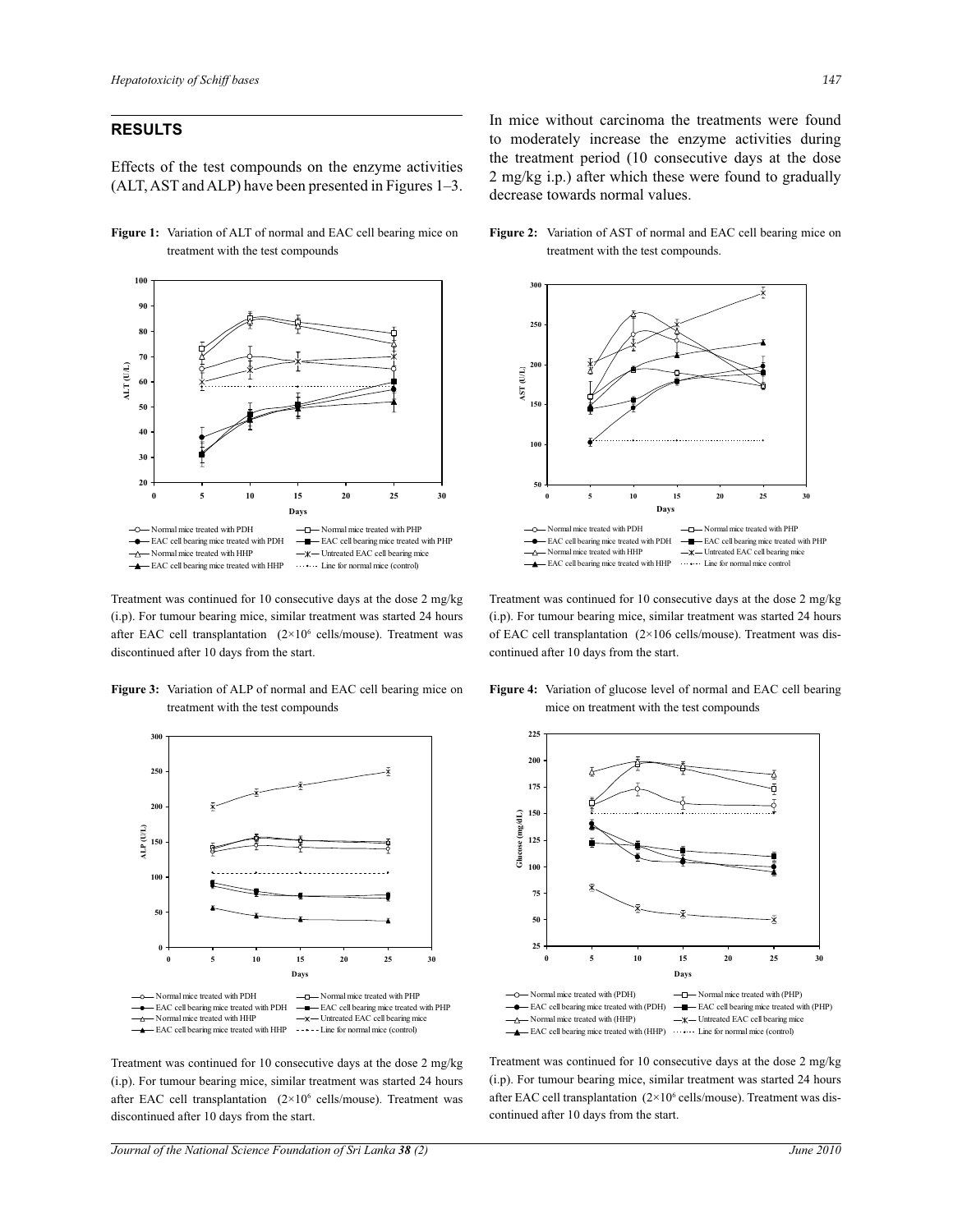## RESULTS

Effects of the test compounds on the enzyme activities (ALT, AST and ALP) have been presented in Figures 1–3.

**Figure 1:** Variation of ALT of normal and EAC cell bearing mice on treatment with the test compounds

Treatment was continued for 10 consecutive days at the dose 2 mg/kg (i.p). For tumour bearing mice, similar treatment was started 24 hours after EAC cell transplantation ($2\times10^6$ cells/mouse). Treatment was discontinued after 10 days from the start.

**Figure 3:** Variation of ALP of normal and EAC cell bearing mice on treatment with the test compounds

Treatment was continued for 10 consecutive days at the dose 2 mg/kg (i.p). For tumour bearing mice, similar treatment was started 24 hours after EAC cell transplantation ($2\times10^6$ cells/mouse). Treatment was discontinued after 10 days from the start.

In mice without carcinoma the treatments were found to moderately increase the enzyme activities during the treatment period (10 consecutive days at the dose 2 mg/kg i.p.) after which these were found to gradually decrease towards normal values.

**Figure 2:** Variation of AST of normal and EAC cell bearing mice on treatment with the test compounds.

Treatment was continued for 10 consecutive days at the dose 2 mg/kg (i.p). For tumour bearing mice, similar treatment was started 24 hours of EAC cell transplantation (2×106 cells/mouse). Treatment was discontinued after 10 days from the start.

**Figure 4:** Variation of glucose level of normal and EAC cell bearing mice on treatment with the test compounds

Treatment was continued for 10 consecutive days at the dose 2 mg/kg (i.p). For tumour bearing mice, similar treatment was started 24 hours after EAC cell transplantation ($2\times10^6$ cells/mouse). Treatment was discontinued after 10 days from the start.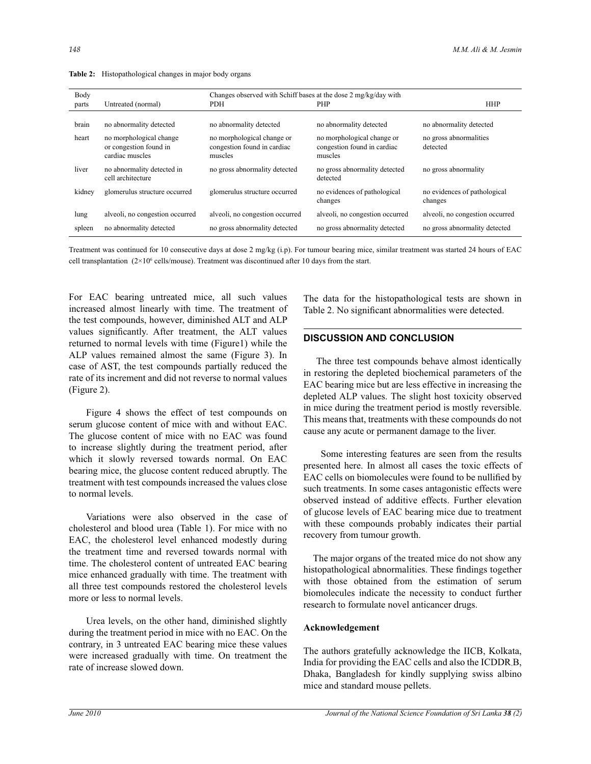**Table 2:** Histopathological changes in major body organs

| Body parts | Untreated (normal) | Changes observed with Schiff bases at the dose 2 mg/kg/day with PDH | PHP | HHP |
|---|---|---|---|---|
| brain | no abnormality detected | no abnormality detected | no abnormality detected | no abnormality detected |
| heart | no morphological change or congestion found in cardiac muscles | no morphological change or congestion found in cardiac muscles | no morphological change or congestion found in cardiac muscles | no gross abnormalities detected |
| liver | no abnormality detected in cell architecture | no gross abnormality detected | no gross abnormality detected detected | no gross abnormality |
| kidney | glomerulus structure occurred | glomerulus structure occurred | no evidences of pathological changes | no evidences of pathological changes |
| lung | alveoli, no congestion occurred | alveoli, no congestion occurred | alveoli, no congestion occurred | alveoli, no congestion occurred |
| spleen | no abnormality detected | no gross abnormality detected | no gross abnormality detected | no gross abnormality detected |

Treatment was continued for 10 consecutive days at dose 2 mg/kg (i.p). For tumour bearing mice, similar treatment was started 24 hours of EAC cell transplantation ($2\times10^6$ cells/mouse). Treatment was discontinued after 10 days from the start.

For EAC bearing untreated mice, all such values increased almost linearly with time. The treatment of the test compounds, however, diminished ALT and ALP values significantly. After treatment, the ALT values returned to normal levels with time (Figure1) while the ALP values remained almost the same (Figure 3). In case of AST, the test compounds partially reduced the rate of its increment and did not reverse to normal values (Figure 2).

Figure 4 shows the effect of test compounds on serum glucose content of mice with and without EAC. The glucose content of mice with no EAC was found to increase slightly during the treatment period, after which it slowly reversed towards normal. On EAC bearing mice, the glucose content reduced abruptly. The treatment with test compounds increased the values close to normal levels.

Variations were also observed in the case of cholesterol and blood urea (Table 1). For mice with no EAC, the cholesterol level enhanced modestly during the treatment time and reversed towards normal with time. The cholesterol content of untreated EAC bearing mice enhanced gradually with time. The treatment with all three test compounds restored the cholesterol levels more or less to normal levels.

Urea levels, on the other hand, diminished slightly during the treatment period in mice with no EAC. On the contrary, in 3 untreated EAC bearing mice these values were increased gradually with time. On treatment the rate of increase slowed down.

The data for the histopathological tests are shown in Table 2. No significant abnormalities were detected.

## DISCUSSION AND CONCLUSION

The three test compounds behave almost identically in restoring the depleted biochemical parameters of the EAC bearing mice but are less effective in increasing the depleted ALP values. The slight host toxicity observed in mice during the treatment period is mostly reversible. This means that, treatments with these compounds do not cause any acute or permanent damage to the liver.

Some interesting features are seen from the results presented here. In almost all cases the toxic effects of EAC cells on biomolecules were found to be nullified by such treatments. In some cases antagonistic effects were observed instead of additive effects. Further elevation of glucose levels of EAC bearing mice due to treatment with these compounds probably indicates their partial recovery from tumour growth.

The major organs of the treated mice do not show any histopathological abnormalities. These findings together with those obtained from the estimation of serum biomolecules indicate the necessity to conduct further research to formulate novel anticancer drugs.

### Acknowledgement

The authors gratefully acknowledge the IICB, Kolkata, India for providing the EAC cells and also the ICDDR,B, Dhaka, Bangladesh for kindly supplying swiss albino mice and standard mouse pellets.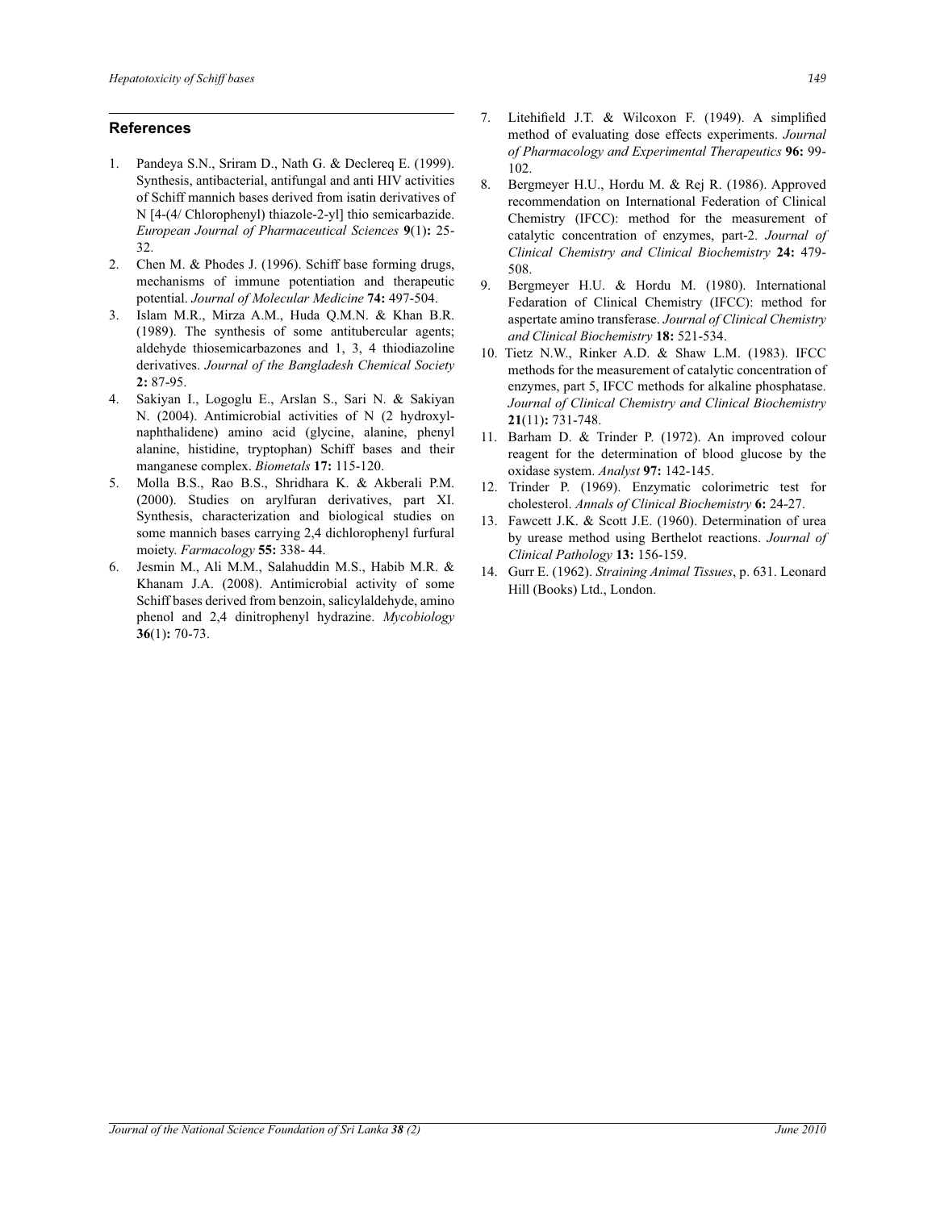## References

1. Pandeya S.N., Sriram D., Nath G. & Declereq E. (1999). Synthesis, antibacterial, antifungal and anti HIV activities of Schiff mannich bases derived from isatin derivatives of N [4-(4/ Chlorophenyl) thiazole-2-yl] thio semicarbazide. *European Journal of Pharmaceutical Sciences* **9**(1)**:** 25-32.
2. Chen M. & Phodes J. (1996). Schiff base forming drugs, mechanisms of immune potentiation and therapeutic potential. *Journal of Molecular Medicine* **74:** 497-504.
3. Islam M.R., Mirza A.M., Huda Q.M.N. & Khan B.R. (1989). The synthesis of some antitubercular agents; aldehyde thiosemicarbazones and 1, 3, 4 thiodiazoline derivatives. *Journal of the Bangladesh Chemical Society* **2:** 87-95.
4. Sakiyan I., Logoglu E., Arslan S., Sari N. & Sakiyan N. (2004). Antimicrobial activities of N (2 hydroxyl-naphthalidene) amino acid (glycine, alanine, phenyl alanine, histidine, tryptophan) Schiff bases and their manganese complex. *Biometals* **17:** 115-120.
5. Molla B.S., Rao B.S., Shridhara K. & Akberali P.M. (2000). Studies on arylfuran derivatives, part XI. Synthesis, characterization and biological studies on some mannich bases carrying 2,4 dichlorophenyl furfural moiety. *Farmacology* **55:** 338- 44.
6. Jesmin M., Ali M.M., Salahuddin M.S., Habib M.R. & Khanam J.A. (2008). Antimicrobial activity of some Schiff bases derived from benzoin, salicylaldehyde, amino phenol and 2,4 dinitrophenyl hydrazine. *Mycobiology* **36**(1)**:** 70-73.
7. Litehifield J.T. & Wilcoxon F. (1949). A simplified method of evaluating dose effects experiments. *Journal of Pharmacology and Experimental Therapeutics* **96:** 99-102.
8. Bergmeyer H.U., Hordu M. & Rej R. (1986). Approved recommendation on International Federation of Clinical Chemistry (IFCC): method for the measurement of catalytic concentration of enzymes, part-2. *Journal of Clinical Chemistry and Clinical Biochemistry* **24:** 479-508.
9. Bergmeyer H.U. & Hordu M. (1980). International Fedaration of Clinical Chemistry (IFCC): method for aspertate amino transferase. *Journal of Clinical Chemistry and Clinical Biochemistry* **18:** 521-534.
10. Tietz N.W., Rinker A.D. & Shaw L.M. (1983). IFCC methods for the measurement of catalytic concentration of enzymes, part 5, IFCC methods for alkaline phosphatase. *Journal of Clinical Chemistry and Clinical Biochemistry* **21**(11)**:** 731-748.
11. Barham D. & Trinder P. (1972). An improved colour reagent for the determination of blood glucose by the oxidase system. *Analyst* **97:** 142-145.
12. Trinder P. (1969). Enzymatic colorimetric test for cholesterol. *Annals of Clinical Biochemistry* **6:** 24-27.
13. Fawcett J.K. & Scott J.E. (1960). Determination of urea by urease method using Berthelot reactions. *Journal of Clinical Pathology* **13:** 156-159.
14. Gurr E. (1962). *Straining Animal Tissues*, p. 631. Leonard Hill (Books) Ltd., London.